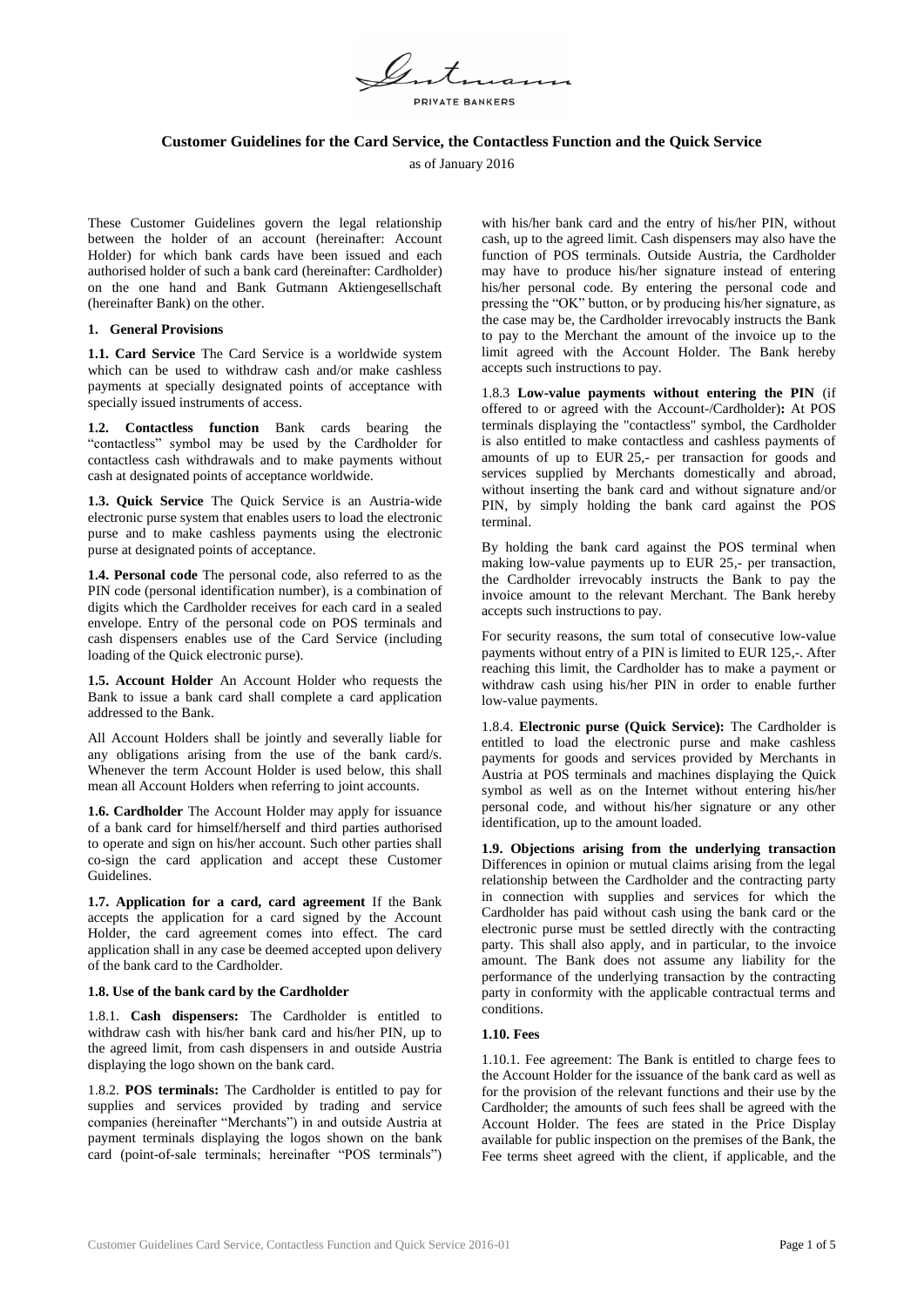**Customer Guidelines for the Card Service, the Contactless Function and the Quick Service**

as of January 2016

These Customer Guidelines govern the legal relationship between the holder of an account (hereinafter: Account Holder) for which bank cards have been issued and each authorised holder of such a bank card (hereinafter: Cardholder) on the one hand and Bank Gutmann Aktiengesellschaft (hereinafter Bank) on the other.

## 1. General Provisions

**1.1. Card Service** The Card Service is a worldwide system which can be used to withdraw cash and/or make cashless payments at specially designated points of acceptance with specially issued instruments of access.

**1.2. Contactless function** Bank cards bearing the "contactless" symbol may be used by the Cardholder for contactless cash withdrawals and to make payments without cash at designated points of acceptance worldwide.

**1.3. Quick Service** The Quick Service is an Austria-wide electronic purse system that enables users to load the electronic purse and to make cashless payments using the electronic purse at designated points of acceptance.

**1.4. Personal code** The personal code, also referred to as the PIN code (personal identification number), is a combination of digits which the Cardholder receives for each card in a sealed envelope. Entry of the personal code on POS terminals and cash dispensers enables use of the Card Service (including loading of the Quick electronic purse).

**1.5. Account Holder** An Account Holder who requests the Bank to issue a bank card shall complete a card application addressed to the Bank.

All Account Holders shall be jointly and severally liable for any obligations arising from the use of the bank card/s. Whenever the term Account Holder is used below, this shall mean all Account Holders when referring to joint accounts.

**1.6. Cardholder** The Account Holder may apply for issuance of a bank card for himself/herself and third parties authorised to operate and sign on his/her account. Such other parties shall co-sign the card application and accept these Customer Guidelines.

**1.7. Application for a card, card agreement** If the Bank accepts the application for a card signed by the Account Holder, the card agreement comes into effect. The card application shall in any case be deemed accepted upon delivery of the bank card to the Cardholder.

**1.8. Use of the bank card by the Cardholder**

1.8.1. **Cash dispensers:** The Cardholder is entitled to withdraw cash with his/her bank card and his/her PIN, up to the agreed limit, from cash dispensers in and outside Austria displaying the logo shown on the bank card.

1.8.2. **POS terminals:** The Cardholder is entitled to pay for supplies and services provided by trading and service companies (hereinafter "Merchants") in and outside Austria at payment terminals displaying the logos shown on the bank card (point-of-sale terminals; hereinafter "POS terminals") with his/her bank card and the entry of his/her PIN, without cash, up to the agreed limit. Cash dispensers may also have the function of POS terminals. Outside Austria, the Cardholder may have to produce his/her signature instead of entering his/her personal code. By entering the personal code and pressing the "OK" button, or by producing his/her signature, as the case may be, the Cardholder irrevocably instructs the Bank to pay to the Merchant the amount of the invoice up to the limit agreed with the Account Holder. The Bank hereby accepts such instructions to pay.

1.8.3 **Low-value payments without entering the PIN** (if offered to or agreed with the Account-/Cardholder)**:** At POS terminals displaying the "contactless" symbol, the Cardholder is also entitled to make contactless and cashless payments of amounts of up to EUR 25,- per transaction for goods and services supplied by Merchants domestically and abroad, without inserting the bank card and without signature and/or PIN, by simply holding the bank card against the POS terminal.

By holding the bank card against the POS terminal when making low-value payments up to EUR 25,- per transaction, the Cardholder irrevocably instructs the Bank to pay the invoice amount to the relevant Merchant. The Bank hereby accepts such instructions to pay.

For security reasons, the sum total of consecutive low-value payments without entry of a PIN is limited to EUR 125,-. After reaching this limit, the Cardholder has to make a payment or withdraw cash using his/her PIN in order to enable further low-value payments.

1.8.4. **Electronic purse (Quick Service):** The Cardholder is entitled to load the electronic purse and make cashless payments for goods and services provided by Merchants in Austria at POS terminals and machines displaying the Quick symbol as well as on the Internet without entering his/her personal code, and without his/her signature or any other identification, up to the amount loaded.

**1.9. Objections arising from the underlying transaction** Differences in opinion or mutual claims arising from the legal relationship between the Cardholder and the contracting party in connection with supplies and services for which the Cardholder has paid without cash using the bank card or the electronic purse must be settled directly with the contracting party. This shall also apply, and in particular, to the invoice amount. The Bank does not assume any liability for the performance of the underlying transaction by the contracting party in conformity with the applicable contractual terms and conditions.

**1.10. Fees**

1.10.1. Fee agreement: The Bank is entitled to charge fees to the Account Holder for the issuance of the bank card as well as for the provision of the relevant functions and their use by the Cardholder; the amounts of such fees shall be agreed with the Account Holder. The fees are stated in the Price Display available for public inspection on the premises of the Bank, the Fee terms sheet agreed with the client, if applicable, and the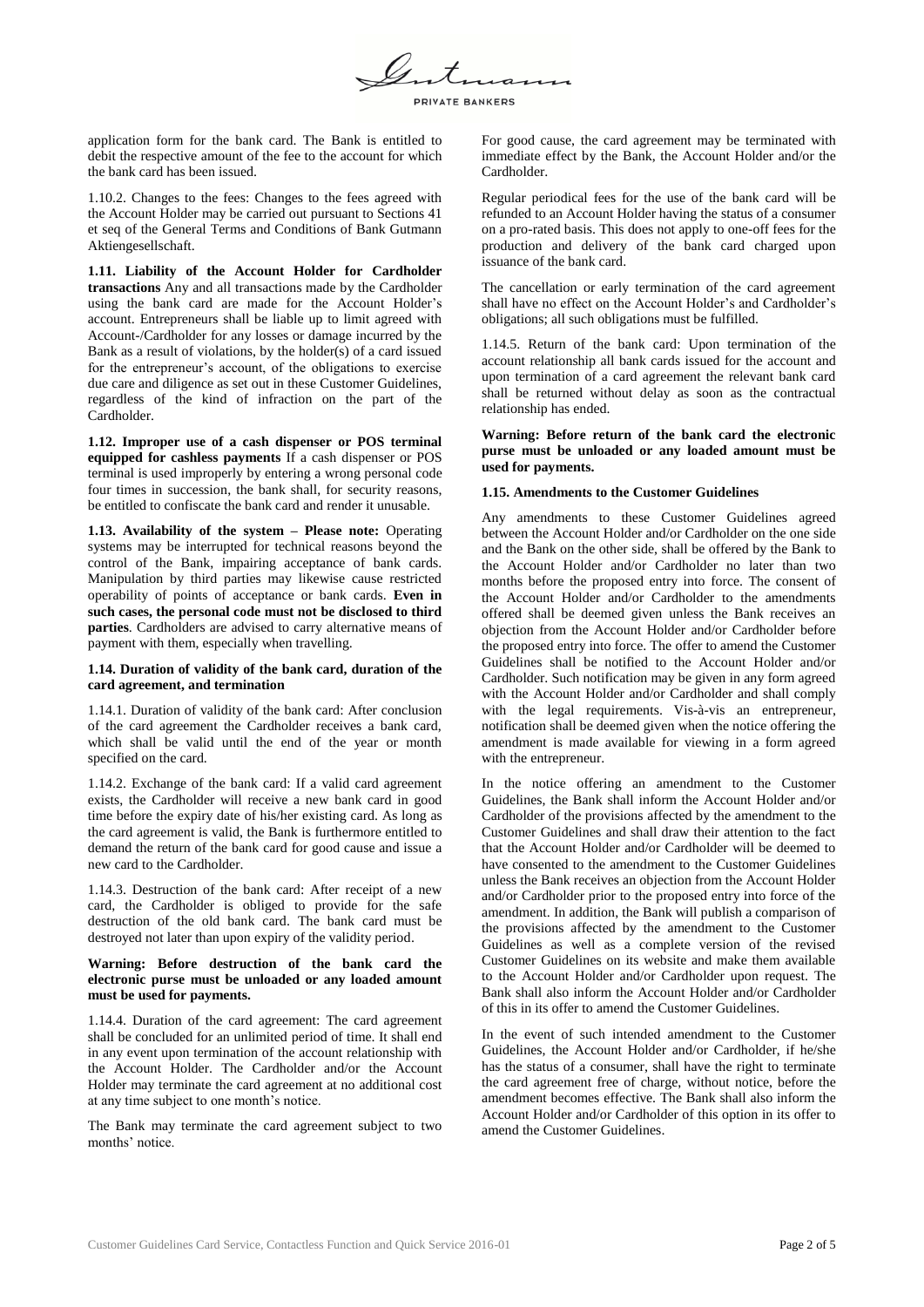application form for the bank card. The Bank is entitled to debit the respective amount of the fee to the account for which the bank card has been issued.

1.10.2. Changes to the fees: Changes to the fees agreed with the Account Holder may be carried out pursuant to Sections 41 et seq of the General Terms and Conditions of Bank Gutmann Aktiengesellschaft.

**1.11. Liability of the Account Holder for Cardholder transactions** Any and all transactions made by the Cardholder using the bank card are made for the Account Holder's account. Entrepreneurs shall be liable up to limit agreed with Account-/Cardholder for any losses or damage incurred by the Bank as a result of violations, by the holder(s) of a card issued for the entrepreneur's account, of the obligations to exercise due care and diligence as set out in these Customer Guidelines, regardless of the kind of infraction on the part of the Cardholder.

**1.12. Improper use of a cash dispenser or POS terminal equipped for cashless payments** If a cash dispenser or POS terminal is used improperly by entering a wrong personal code four times in succession, the bank shall, for security reasons, be entitled to confiscate the bank card and render it unusable.

**1.13. Availability of the system – Please note:** Operating systems may be interrupted for technical reasons beyond the control of the Bank, impairing acceptance of bank cards. Manipulation by third parties may likewise cause restricted operability of points of acceptance or bank cards. **Even in such cases, the personal code must not be disclosed to third parties**. Cardholders are advised to carry alternative means of payment with them, especially when travelling.

**1.14. Duration of validity of the bank card, duration of the card agreement, and termination**

1.14.1. Duration of validity of the bank card: After conclusion of the card agreement the Cardholder receives a bank card, which shall be valid until the end of the year or month specified on the card.

1.14.2. Exchange of the bank card: If a valid card agreement exists, the Cardholder will receive a new bank card in good time before the expiry date of his/her existing card. As long as the card agreement is valid, the Bank is furthermore entitled to demand the return of the bank card for good cause and issue a new card to the Cardholder.

1.14.3. Destruction of the bank card: After receipt of a new card, the Cardholder is obliged to provide for the safe destruction of the old bank card. The bank card must be destroyed not later than upon expiry of the validity period.

**Warning: Before destruction of the bank card the electronic purse must be unloaded or any loaded amount must be used for payments.**

1.14.4. Duration of the card agreement: The card agreement shall be concluded for an unlimited period of time. It shall end in any event upon termination of the account relationship with the Account Holder. The Cardholder and/or the Account Holder may terminate the card agreement at no additional cost at any time subject to one month's notice.

The Bank may terminate the card agreement subject to two months' notice.

For good cause, the card agreement may be terminated with immediate effect by the Bank, the Account Holder and/or the Cardholder.

Regular periodical fees for the use of the bank card will be refunded to an Account Holder having the status of a consumer on a pro-rated basis. This does not apply to one-off fees for the production and delivery of the bank card charged upon issuance of the bank card.

The cancellation or early termination of the card agreement shall have no effect on the Account Holder's and Cardholder's obligations; all such obligations must be fulfilled.

1.14.5. Return of the bank card: Upon termination of the account relationship all bank cards issued for the account and upon termination of a card agreement the relevant bank card shall be returned without delay as soon as the contractual relationship has ended.

**Warning: Before return of the bank card the electronic purse must be unloaded or any loaded amount must be used for payments.**

**1.15. Amendments to the Customer Guidelines**

Any amendments to these Customer Guidelines agreed between the Account Holder and/or Cardholder on the one side and the Bank on the other side, shall be offered by the Bank to the Account Holder and/or Cardholder no later than two months before the proposed entry into force. The consent of the Account Holder and/or Cardholder to the amendments offered shall be deemed given unless the Bank receives an objection from the Account Holder and/or Cardholder before the proposed entry into force. The offer to amend the Customer Guidelines shall be notified to the Account Holder and/or Cardholder. Such notification may be given in any form agreed with the Account Holder and/or Cardholder and shall comply with the legal requirements. Vis-à-vis an entrepreneur, notification shall be deemed given when the notice offering the amendment is made available for viewing in a form agreed with the entrepreneur.

In the notice offering an amendment to the Customer Guidelines, the Bank shall inform the Account Holder and/or Cardholder of the provisions affected by the amendment to the Customer Guidelines and shall draw their attention to the fact that the Account Holder and/or Cardholder will be deemed to have consented to the amendment to the Customer Guidelines unless the Bank receives an objection from the Account Holder and/or Cardholder prior to the proposed entry into force of the amendment. In addition, the Bank will publish a comparison of the provisions affected by the amendment to the Customer Guidelines as well as a complete version of the revised Customer Guidelines on its website and make them available to the Account Holder and/or Cardholder upon request. The Bank shall also inform the Account Holder and/or Cardholder of this in its offer to amend the Customer Guidelines.

In the event of such intended amendment to the Customer Guidelines, the Account Holder and/or Cardholder, if he/she has the status of a consumer, shall have the right to terminate the card agreement free of charge, without notice, before the amendment becomes effective. The Bank shall also inform the Account Holder and/or Cardholder of this option in its offer to amend the Customer Guidelines.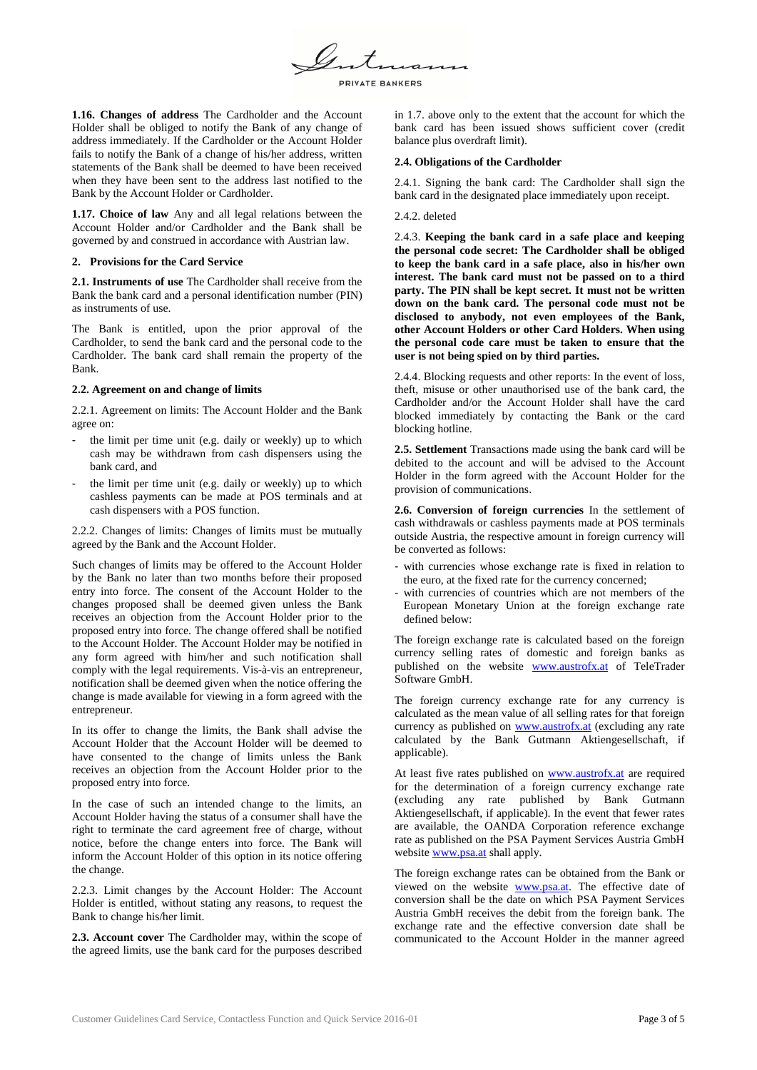**1.16. Changes of address** The Cardholder and the Account Holder shall be obliged to notify the Bank of any change of address immediately. If the Cardholder or the Account Holder fails to notify the Bank of a change of his/her address, written statements of the Bank shall be deemed to have been received when they have been sent to the address last notified to the Bank by the Account Holder or Cardholder.

**1.17. Choice of law** Any and all legal relations between the Account Holder and/or Cardholder and the Bank shall be governed by and construed in accordance with Austrian law.

## 2. Provisions for the Card Service

**2.1. Instruments of use** The Cardholder shall receive from the Bank the bank card and a personal identification number (PIN) as instruments of use.

The Bank is entitled, upon the prior approval of the Cardholder, to send the bank card and the personal code to the Cardholder. The bank card shall remain the property of the Bank.

### 2.2. Agreement on and change of limits

2.2.1. Agreement on limits: The Account Holder and the Bank agree on:

- the limit per time unit (e.g. daily or weekly) up to which cash may be withdrawn from cash dispensers using the bank card, and
- the limit per time unit (e.g. daily or weekly) up to which cashless payments can be made at POS terminals and at cash dispensers with a POS function.

2.2.2. Changes of limits: Changes of limits must be mutually agreed by the Bank and the Account Holder.

Such changes of limits may be offered to the Account Holder by the Bank no later than two months before their proposed entry into force. The consent of the Account Holder to the changes proposed shall be deemed given unless the Bank receives an objection from the Account Holder prior to the proposed entry into force. The change offered shall be notified to the Account Holder. The Account Holder may be notified in any form agreed with him/her and such notification shall comply with the legal requirements. Vis-à-vis an entrepreneur, notification shall be deemed given when the notice offering the change is made available for viewing in a form agreed with the entrepreneur.

In its offer to change the limits, the Bank shall advise the Account Holder that the Account Holder will be deemed to have consented to the change of limits unless the Bank receives an objection from the Account Holder prior to the proposed entry into force.

In the case of such an intended change to the limits, an Account Holder having the status of a consumer shall have the right to terminate the card agreement free of charge, without notice, before the change enters into force. The Bank will inform the Account Holder of this option in its notice offering the change.

2.2.3. Limit changes by the Account Holder: The Account Holder is entitled, without stating any reasons, to request the Bank to change his/her limit.

**2.3. Account cover** The Cardholder may, within the scope of the agreed limits, use the bank card for the purposes described in 1.7. above only to the extent that the account for which the bank card has been issued shows sufficient cover (credit balance plus overdraft limit).

### 2.4. Obligations of the Cardholder

2.4.1. Signing the bank card: The Cardholder shall sign the bank card in the designated place immediately upon receipt.

2.4.2. deleted

2.4.3. **Keeping the bank card in a safe place and keeping the personal code secret: The Cardholder shall be obliged to keep the bank card in a safe place, also in his/her own interest. The bank card must not be passed on to a third party. The PIN shall be kept secret. It must not be written down on the bank card. The personal code must not be disclosed to anybody, not even employees of the Bank, other Account Holders or other Card Holders. When using the personal code care must be taken to ensure that the user is not being spied on by third parties.**

2.4.4. Blocking requests and other reports: In the event of loss, theft, misuse or other unauthorised use of the bank card, the Cardholder and/or the Account Holder shall have the card blocked immediately by contacting the Bank or the card blocking hotline.

**2.5. Settlement** Transactions made using the bank card will be debited to the account and will be advised to the Account Holder in the form agreed with the Account Holder for the provision of communications.

**2.6. Conversion of foreign currencies** In the settlement of cash withdrawals or cashless payments made at POS terminals outside Austria, the respective amount in foreign currency will be converted as follows:

- with currencies whose exchange rate is fixed in relation to the euro, at the fixed rate for the currency concerned;
- with currencies of countries which are not members of the European Monetary Union at the foreign exchange rate defined below:

The foreign exchange rate is calculated based on the foreign currency selling rates of domestic and foreign banks as published on the website www.austrofx.at of TeleTrader Software GmbH.

The foreign currency exchange rate for any currency is calculated as the mean value of all selling rates for that foreign currency as published on www.austrofx.at (excluding any rate calculated by the Bank Gutmann Aktiengesellschaft, if applicable).

At least five rates published on www.austrofx.at are required for the determination of a foreign currency exchange rate (excluding any rate published by Bank Gutmann Aktiengesellschaft, if applicable). In the event that fewer rates are available, the OANDA Corporation reference exchange rate as published on the PSA Payment Services Austria GmbH website www.psa.at shall apply.

The foreign exchange rates can be obtained from the Bank or viewed on the website www.psa.at. The effective date of conversion shall be the date on which PSA Payment Services Austria GmbH receives the debit from the foreign bank. The exchange rate and the effective conversion date shall be communicated to the Account Holder in the manner agreed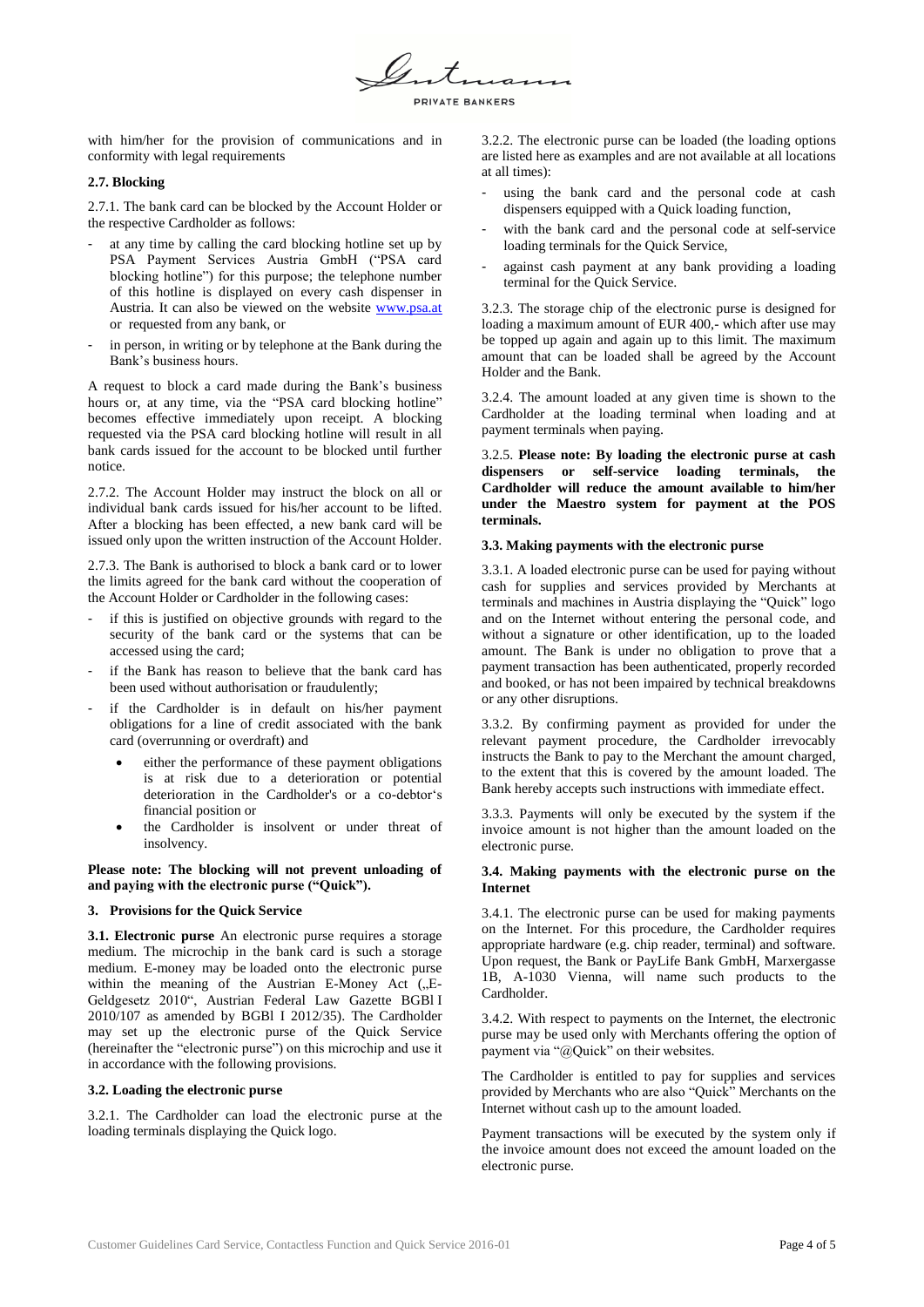with him/her for the provision of communications and in conformity with legal requirements

### 2.7. Blocking

2.7.1. The bank card can be blocked by the Account Holder or the respective Cardholder as follows:

- at any time by calling the card blocking hotline set up by PSA Payment Services Austria GmbH ("PSA card blocking hotline") for this purpose; the telephone number of this hotline is displayed on every cash dispenser in Austria. It can also be viewed on the website www.psa.at or requested from any bank, or
- in person, in writing or by telephone at the Bank during the Bank's business hours.

A request to block a card made during the Bank's business hours or, at any time, via the "PSA card blocking hotline" becomes effective immediately upon receipt. A blocking requested via the PSA card blocking hotline will result in all bank cards issued for the account to be blocked until further notice.

2.7.2. The Account Holder may instruct the block on all or individual bank cards issued for his/her account to be lifted. After a blocking has been effected, a new bank card will be issued only upon the written instruction of the Account Holder.

2.7.3. The Bank is authorised to block a bank card or to lower the limits agreed for the bank card without the cooperation of the Account Holder or Cardholder in the following cases:

- if this is justified on objective grounds with regard to the security of the bank card or the systems that can be accessed using the card;
- if the Bank has reason to believe that the bank card has been used without authorisation or fraudulently;
- if the Cardholder is in default on his/her payment obligations for a line of credit associated with the bank card (overrunning or overdraft) and
  - either the performance of these payment obligations is at risk due to a deterioration or potential deterioration in the Cardholder's or a co-debtor's financial position or
  - the Cardholder is insolvent or under threat of insolvency.

**Please note: The blocking will not prevent unloading of and paying with the electronic purse ("Quick").**

### 3. Provisions for the Quick Service

**3.1. Electronic purse** An electronic purse requires a storage medium. The microchip in the bank card is such a storage medium. E-money may be loaded onto the electronic purse within the meaning of the Austrian E-Money Act („E-Geldgesetz 2010", Austrian Federal Law Gazette BGBl I 2010/107 as amended by BGBl I 2012/35). The Cardholder may set up the electronic purse of the Quick Service (hereinafter the "electronic purse") on this microchip and use it in accordance with the following provisions.

#### 3.2. Loading the electronic purse

3.2.1. The Cardholder can load the electronic purse at the loading terminals displaying the Quick logo.

3.2.2. The electronic purse can be loaded (the loading options are listed here as examples and are not available at all locations at all times):

- using the bank card and the personal code at cash dispensers equipped with a Quick loading function,
- with the bank card and the personal code at self-service loading terminals for the Quick Service,
- against cash payment at any bank providing a loading terminal for the Quick Service.

3.2.3. The storage chip of the electronic purse is designed for loading a maximum amount of EUR 400,- which after use may be topped up again and again up to this limit. The maximum amount that can be loaded shall be agreed by the Account Holder and the Bank.

3.2.4. The amount loaded at any given time is shown to the Cardholder at the loading terminal when loading and at payment terminals when paying.

3.2.5. **Please note: By loading the electronic purse at cash dispensers or self-service loading terminals, the Cardholder will reduce the amount available to him/her under the Maestro system for payment at the POS terminals.**

#### 3.3. Making payments with the electronic purse

3.3.1. A loaded electronic purse can be used for paying without cash for supplies and services provided by Merchants at terminals and machines in Austria displaying the "Quick" logo and on the Internet without entering the personal code, and without a signature or other identification, up to the loaded amount. The Bank is under no obligation to prove that a payment transaction has been authenticated, properly recorded and booked, or has not been impaired by technical breakdowns or any other disruptions.

3.3.2. By confirming payment as provided for under the relevant payment procedure, the Cardholder irrevocably instructs the Bank to pay to the Merchant the amount charged, to the extent that this is covered by the amount loaded. The Bank hereby accepts such instructions with immediate effect.

3.3.3. Payments will only be executed by the system if the invoice amount is not higher than the amount loaded on the electronic purse.

#### 3.4. Making payments with the electronic purse on the Internet

3.4.1. The electronic purse can be used for making payments on the Internet. For this procedure, the Cardholder requires appropriate hardware (e.g. chip reader, terminal) and software. Upon request, the Bank or PayLife Bank GmbH, Marxergasse 1B, A-1030 Vienna, will name such products to the Cardholder.

3.4.2. With respect to payments on the Internet, the electronic purse may be used only with Merchants offering the option of payment via "@Quick" on their websites.

The Cardholder is entitled to pay for supplies and services provided by Merchants who are also "Quick" Merchants on the Internet without cash up to the amount loaded.

Payment transactions will be executed by the system only if the invoice amount does not exceed the amount loaded on the electronic purse.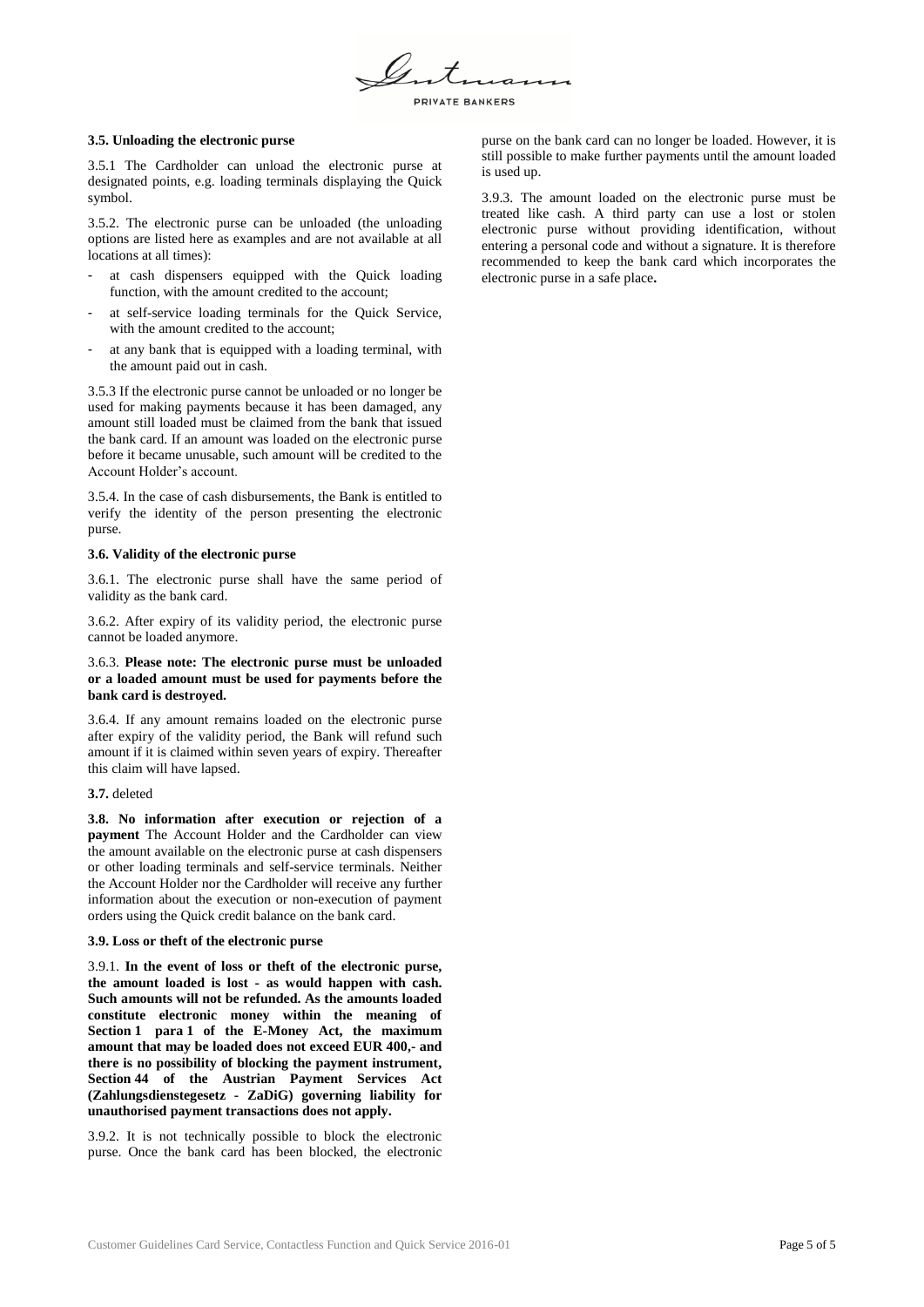### 3.5. Unloading the electronic purse

3.5.1 The Cardholder can unload the electronic purse at designated points, e.g. loading terminals displaying the Quick symbol.

3.5.2. The electronic purse can be unloaded (the unloading options are listed here as examples and are not available at all locations at all times):

- at cash dispensers equipped with the Quick loading function, with the amount credited to the account;
- at self-service loading terminals for the Quick Service, with the amount credited to the account;
- at any bank that is equipped with a loading terminal, with the amount paid out in cash.

3.5.3 If the electronic purse cannot be unloaded or no longer be used for making payments because it has been damaged, any amount still loaded must be claimed from the bank that issued the bank card. If an amount was loaded on the electronic purse before it became unusable, such amount will be credited to the Account Holder's account.

3.5.4. In the case of cash disbursements, the Bank is entitled to verify the identity of the person presenting the electronic purse.

### 3.6. Validity of the electronic purse

3.6.1. The electronic purse shall have the same period of validity as the bank card.

3.6.2. After expiry of its validity period, the electronic purse cannot be loaded anymore.

3.6.3. **Please note: The electronic purse must be unloaded or a loaded amount must be used for payments before the bank card is destroyed.**

3.6.4. If any amount remains loaded on the electronic purse after expiry of the validity period, the Bank will refund such amount if it is claimed within seven years of expiry. Thereafter this claim will have lapsed.

**3.7.** deleted

**3.8. No information after execution or rejection of a payment** The Account Holder and the Cardholder can view the amount available on the electronic purse at cash dispensers or other loading terminals and self-service terminals. Neither the Account Holder nor the Cardholder will receive any further information about the execution or non-execution of payment orders using the Quick credit balance on the bank card.

### 3.9. Loss or theft of the electronic purse

3.9.1. **In the event of loss or theft of the electronic purse, the amount loaded is lost - as would happen with cash. Such amounts will not be refunded. As the amounts loaded constitute electronic money within the meaning of Section 1 para 1 of the E-Money Act, the maximum amount that may be loaded does not exceed EUR 400,- and there is no possibility of blocking the payment instrument, Section 44 of the Austrian Payment Services Act (Zahlungsdienstegesetz - ZaDiG) governing liability for unauthorised payment transactions does not apply.**

3.9.2. It is not technically possible to block the electronic purse. Once the bank card has been blocked, the electronic purse on the bank card can no longer be loaded. However, it is still possible to make further payments until the amount loaded is used up.

3.9.3. The amount loaded on the electronic purse must be treated like cash. A third party can use a lost or stolen electronic purse without providing identification, without entering a personal code and without a signature. It is therefore recommended to keep the bank card which incorporates the electronic purse in a safe place**.**